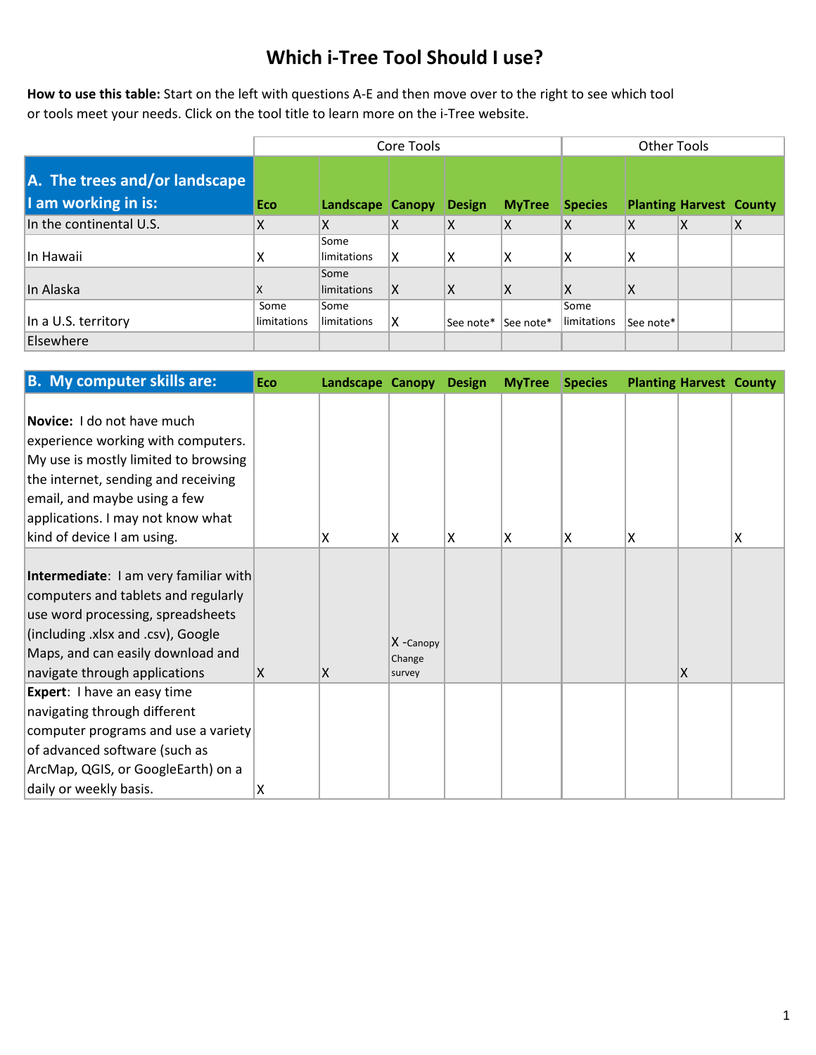# Which i-Tree Tool Should I use?

**How to use this table:** Start on the left with questions A-E and then move over to the right to see which tool or tools meet your needs. Click on the tool title to learn more on the i-Tree website.

| | Core Tools | | | | | Other Tools | | | |
|---|---|---|---|---|---|---|---|---|---|
| **A. The trees and/or landscape I am working in is:** | **Eco** | **Landscape** | **Canopy** | **Design** | **MyTree** | **Species** | **Planting** | **Harvest** | **County** |
| In the continental U.S. | X | X | X | X | X | X | X | X | X |
| In Hawaii | X | Some limitations | X | X | X | X | X | | |
| In Alaska | X | Some limitations | X | X | X | X | X | | |
| In a U.S. territory | Some limitations | Some limitations | X | See note* | See note* | Some limitations | See note* | | |
| Elsewhere | | | | | | | | | |

| **B. My computer skills are:** | **Eco** | **Landscape** | **Canopy** | **Design** | **MyTree** | **Species** | **Planting** | **Harvest** | **County** |
|---|---|---|---|---|---|---|---|---|---|
| **Novice:** I do not have much experience working with computers. My use is mostly limited to browsing the internet, sending and receiving email, and maybe using a few applications. I may not know what kind of device I am using. | | X | X | X | X | X | X | | X |
| **Intermediate**: I am very familiar with computers and tablets and regularly use word processing, spreadsheets (including .xlsx and .csv), Google Maps, and can easily download and navigate through applications | X | X | X -Canopy Change survey | | | | | X | |
| **Expert**: I have an easy time navigating through different computer programs and use a variety of advanced software (such as ArcMap, QGIS, or GoogleEarth) on a daily or weekly basis. | X | | | | | | | | |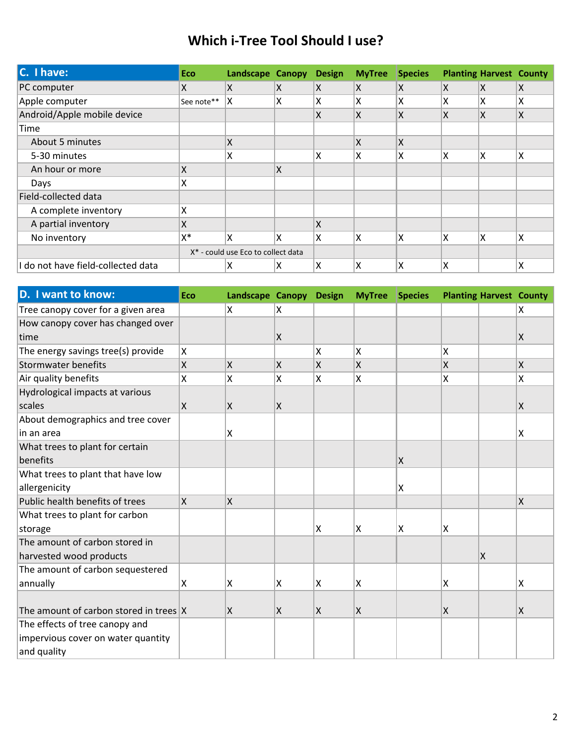# Which i-Tree Tool Should I use?

| C. I have: | Eco | Landscape | Canopy | Design | MyTree | Species | Planting | Harvest | County |
|---|---|---|---|---|---|---|---|---|---|
| PC computer | X | X | X | X | X | X | X | X | X |
| Apple computer | See note** | X | X | X | X | X | X | X | X |
| Android/Apple mobile device | | | | X | X | X | X | X | X |
| Time | | | | | | | | | |
| About 5 minutes | | X | | | X | X | | | |
| 5-30 minutes | | X | | X | X | X | X | X | X |
| An hour or more | X | | X | | | | | | |
| Days | X | | | | | | | | |
| Field-collected data | | | | | | | | | |
| A complete inventory | X | | | | | | | | |
| A partial inventory | X | | | X | | | | | |
| No inventory | X* | X | X | X | X | X | X | X | X |
| | X* - could use Eco to collect data | | | | | | | | |
| I do not have field-collected data | | X | X | X | X | X | X | | X |

| D. I want to know: | Eco | Landscape | Canopy | Design | MyTree | Species | Planting | Harvest | County |
|---|---|---|---|---|---|---|---|---|---|
| Tree canopy cover for a given area | | X | X | | | | | | X |
| How canopy cover has changed over time | | | X | | | | | | X |
| The energy savings tree(s) provide | X | | | X | X | | X | | |
| Stormwater benefits | X | X | X | X | X | | X | | X |
| Air quality benefits | X | X | X | X | X | | X | | X |
| Hydrological impacts at various scales | X | X | X | | | | | | X |
| About demographics and tree cover in an area | | X | | | | | | | X |
| What trees to plant for certain benefits | | | | | | X | | | |
| What trees to plant that have low allergenicity | | | | | | X | | | |
| Public health benefits of trees | X | X | | | | | | | X |
| What trees to plant for carbon storage | | | | X | X | X | X | | |
| The amount of carbon stored in harvested wood products | | | | | | | | X | |
| The amount of carbon sequestered annually | X | X | X | X | X | | X | | X |
| The amount of carbon stored in trees | X | X | X | X | X | | X | | X |
| The effects of tree canopy and impervious cover on water quantity and quality | | | | | | | | | |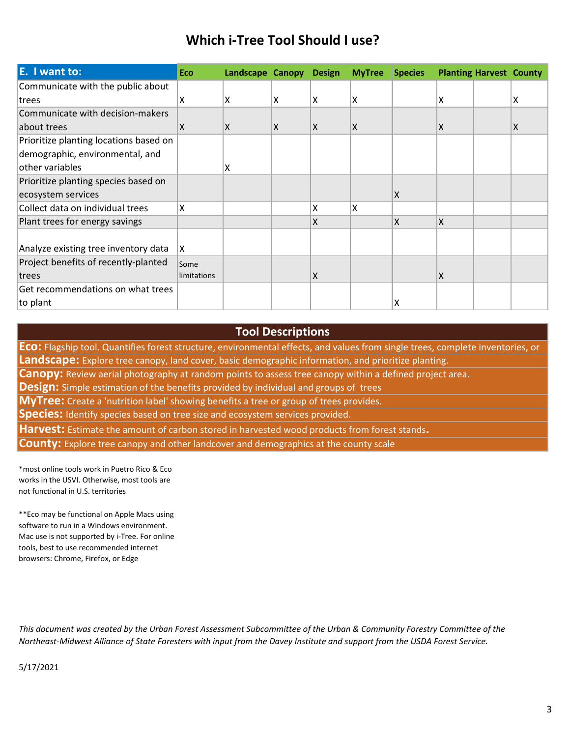# Which i-Tree Tool Should I use?

| E. I want to: | Eco | Landscape | Canopy | Design | MyTree | Species | Planting | Harvest | County |
|---|---|---|---|---|---|---|---|---|---|
| Communicate with the public about trees | X | X | X | X | X | | X | | X |
| Communicate with decision-makers about trees | X | X | X | X | X | | X | | X |
| Prioritize planting locations based on demographic, environmental, and other variables | | X | | | | | | | |
| Prioritize planting species based on ecosystem services | | | | | | X | | | |
| Collect data on individual trees | X | | | X | X | | | | |
| Plant trees for energy savings | | | | X | | X | X | | |
| Analyze existing tree inventory data | X | | | | | | | | |
| Project benefits of recently-planted trees | Some limitations | | | X | | | X | | |
| Get recommendations on what trees to plant | | | | | | X | | | |

## Tool Descriptions

**Eco:** Flagship tool. Quantifies forest structure, environmental effects, and values from single trees, complete inventories, or

**Landscape:** Explore tree canopy, land cover, basic demographic information, and prioritize planting.

**Canopy:** Review aerial photography at random points to assess tree canopy within a defined project area.

**Design:** Simple estimation of the benefits provided by individual and groups of trees

**MyTree:** Create a 'nutrition label' showing benefits a tree or group of trees provides.

**Species:** Identify species based on tree size and ecosystem services provided.

**Harvest:** Estimate the amount of carbon stored in harvested wood products from forest stands**.**

**County:** Explore tree canopy and other landcover and demographics at the county scale

*most online tools work in Puetro Rico & Eco works in the USVI. Otherwise, most tools are not functional in U.S. territories

**Eco may be functional on Apple Macs using software to run in a Windows environment. Mac use is not supported by i-Tree. For online tools, best to use recommended internet browsers: Chrome, Firefox, or Edge

*This document was created by the Urban Forest Assessment Subcommittee of the Urban & Community Forestry Committee of the Northeast-Midwest Alliance of State Foresters with input from the Davey Institute and support from the USDA Forest Service.*

5/17/2021